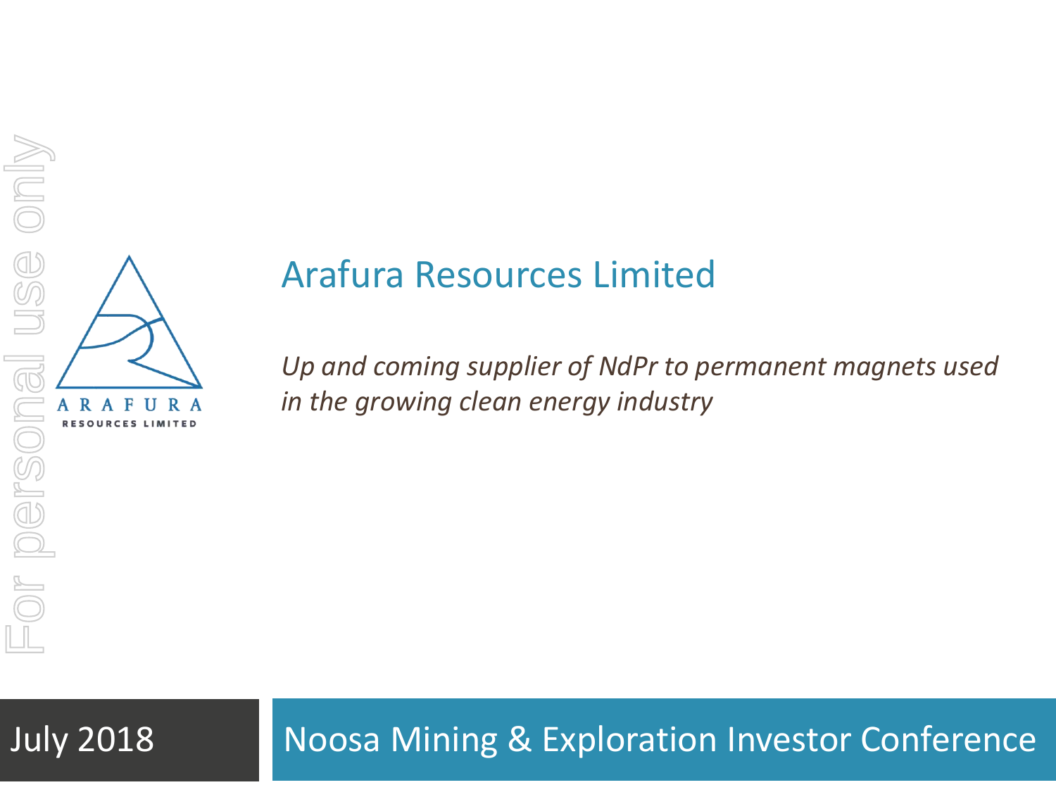# Arafura Resources Limited

*Up and coming supplier of NdPr to permanent magnets used in the growing clean energy industry*

July 2018

Noosa Mining & Exploration Investor Conference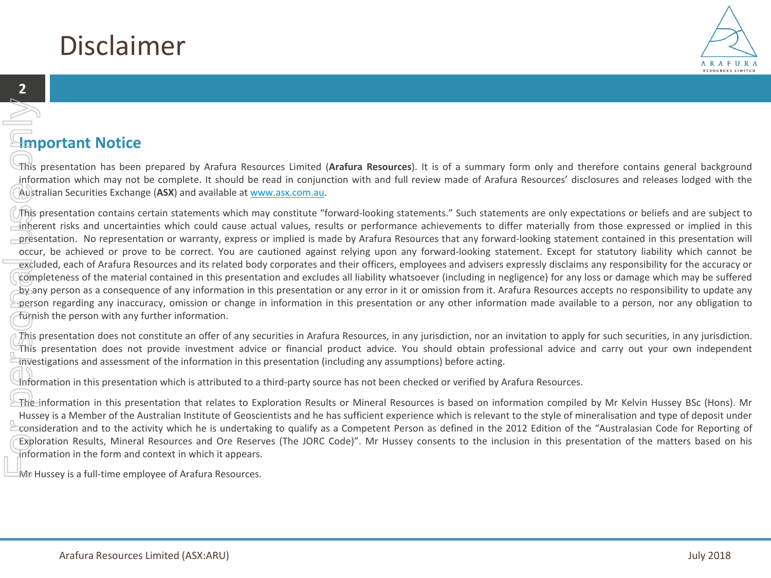# Disclaimer

## Important Notice

This presentation has been prepared by Arafura Resources Limited (**Arafura Resources**). It is of a summary form only and therefore contains general background information which may not be complete. It should be read in conjunction with and full review made of Arafura Resources' disclosures and releases lodged with the Australian Securities Exchange (**ASX**) and available at www.asx.com.au.

This presentation contains certain statements which may constitute "forward-looking statements." Such statements are only expectations or beliefs and are subject to inherent risks and uncertainties which could cause actual values, results or performance achievements to differ materially from those expressed or implied in this presentation. No representation or warranty, express or implied is made by Arafura Resources that any forward-looking statement contained in this presentation will occur, be achieved or prove to be correct. You are cautioned against relying upon any forward-looking statement. Except for statutory liability which cannot be excluded, each of Arafura Resources and its related body corporates and their officers, employees and advisers expressly disclaims any responsibility for the accuracy or completeness of the material contained in this presentation and excludes all liability whatsoever (including in negligence) for any loss or damage which may be suffered by any person as a consequence of any information in this presentation or any error in it or omission from it. Arafura Resources accepts no responsibility to update any person regarding any inaccuracy, omission or change in information in this presentation or any other information made available to a person, nor any obligation to furnish the person with any further information.

This presentation does not constitute an offer of any securities in Arafura Resources, in any jurisdiction, nor an invitation to apply for such securities, in any jurisdiction. This presentation does not provide investment advice or financial product advice. You should obtain professional advice and carry out your own independent investigations and assessment of the information in this presentation (including any assumptions) before acting.

Information in this presentation which is attributed to a third-party source has not been checked or verified by Arafura Resources.

The information in this presentation that relates to Exploration Results or Mineral Resources is based on information compiled by Mr Kelvin Hussey BSc (Hons). Mr Hussey is a Member of the Australian Institute of Geoscientists and he has sufficient experience which is relevant to the style of mineralisation and type of deposit under consideration and to the activity which he is undertaking to qualify as a Competent Person as defined in the 2012 Edition of the "Australasian Code for Reporting of Exploration Results, Mineral Resources and Ore Reserves (The JORC Code)". Mr Hussey consents to the inclusion in this presentation of the matters based on his information in the form and context in which it appears.

Mr Hussey is a full-time employee of Arafura Resources.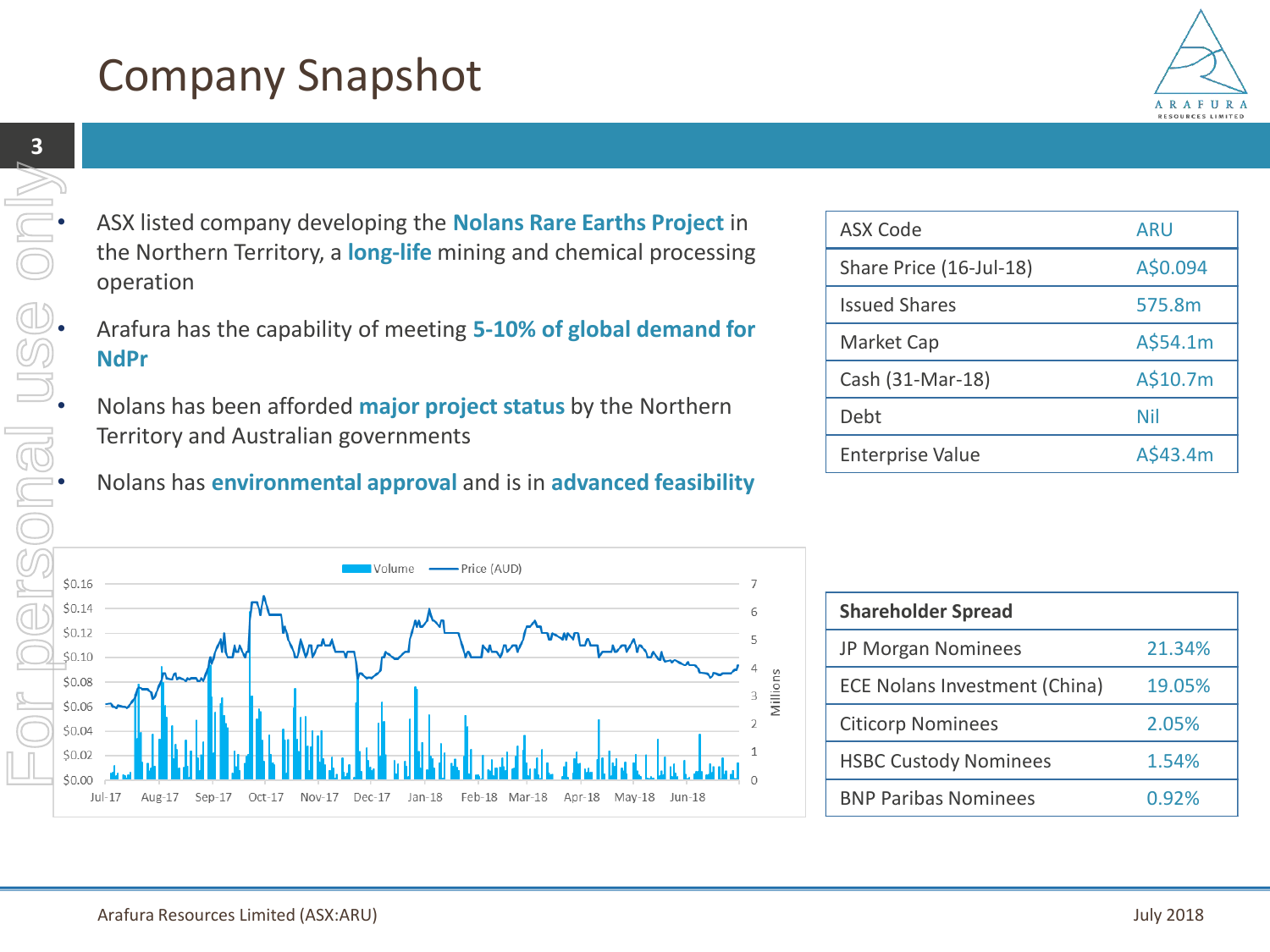# Company Snapshot

- ASX listed company developing the **Nolans Rare Earths Project** in the Northern Territory, a **long-life** mining and chemical processing operation
- Arafura has the capability of meeting **5-10% of global demand for NdPr**
- Nolans has been afforded **major project status** by the Northern Territory and Australian governments
- Nolans has **environmental approval** and is in **advanced feasibility**

| ASX Code | ARU |
|---|---|
| Share Price (16-Jul-18) | A$0.094 |
| Issued Shares | 575.8m |
| Market Cap | A$54.1m |
| Cash (31-Mar-18) | A$10.7m |
| Debt | Nil |
| Enterprise Value | A$43.4m |

| Shareholder Spread | |
|---|---|
| JP Morgan Nominees | 21.34% |
| ECE Nolans Investment (China) | 19.05% |
| Citicorp Nominees | 2.05% |
| HSBC Custody Nominees | 1.54% |
| BNP Paribas Nominees | 0.92% |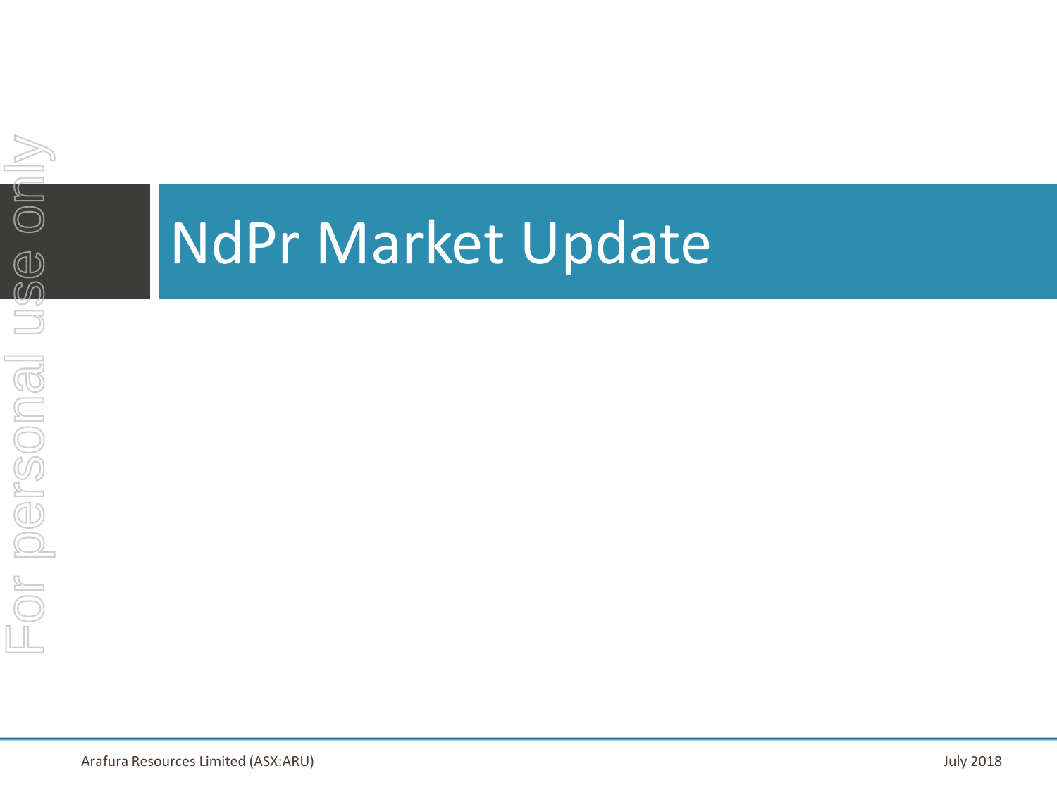# NdPr Market Update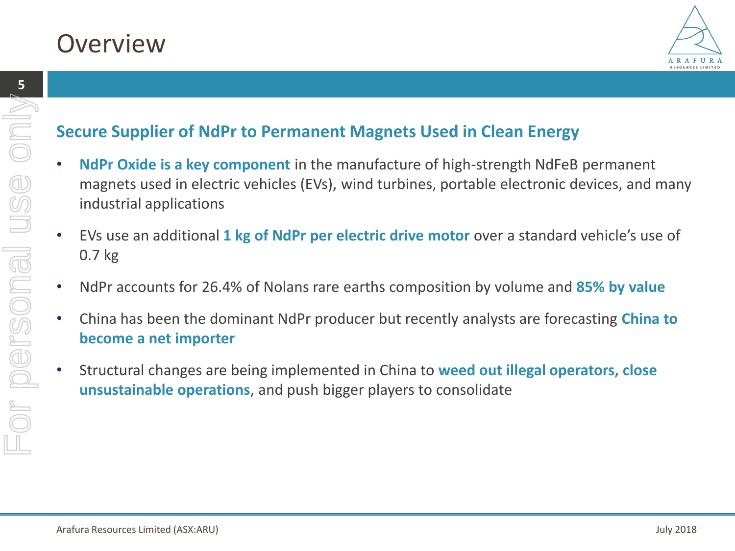# Overview

## Secure Supplier of NdPr to Permanent Magnets Used in Clean Energy

- **NdPr Oxide is a key component** in the manufacture of high-strength NdFeB permanent magnets used in electric vehicles (EVs), wind turbines, portable electronic devices, and many industrial applications
- EVs use an additional **1 kg of NdPr per electric drive motor** over a standard vehicle's use of 0.7 kg
- NdPr accounts for 26.4% of Nolans rare earths composition by volume and **85% by value**
- China has been the dominant NdPr producer but recently analysts are forecasting **China to become a net importer**
- Structural changes are being implemented in China to **weed out illegal operators, close unsustainable operations**, and push bigger players to consolidate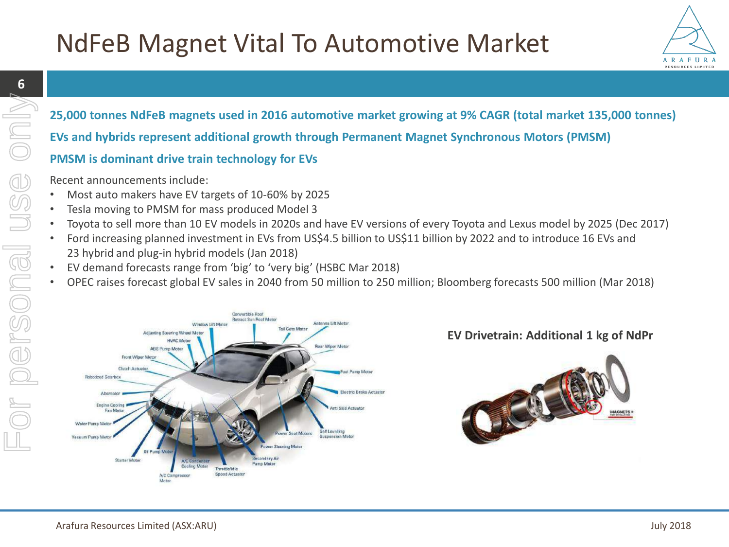# NdFeB Magnet Vital To Automotive Market

**25,000 tonnes NdFeB magnets used in 2016 automotive market growing at 9% CAGR (total market 135,000 tonnes)**

**EVs and hybrids represent additional growth through Permanent Magnet Synchronous Motors (PMSM)**

**PMSM is dominant drive train technology for EVs**

Recent announcements include:

- Most auto makers have EV targets of 10-60% by 2025
- Tesla moving to PMSM for mass produced Model 3
- Toyota to sell more than 10 EV models in 2020s and have EV versions of every Toyota and Lexus model by 2025 (Dec 2017)
- Ford increasing planned investment in EVs from US$4.5 billion to US$11 billion by 2022 and to introduce 16 EVs and 23 hybrid and plug-in hybrid models (Jan 2018)
- EV demand forecasts range from 'big' to 'very big' (HSBC Mar 2018)
- OPEC raises forecast global EV sales in 2040 from 50 million to 250 million; Bloomberg forecasts 500 million (Mar 2018)

**EV Drivetrain: Additional 1 kg of NdPr**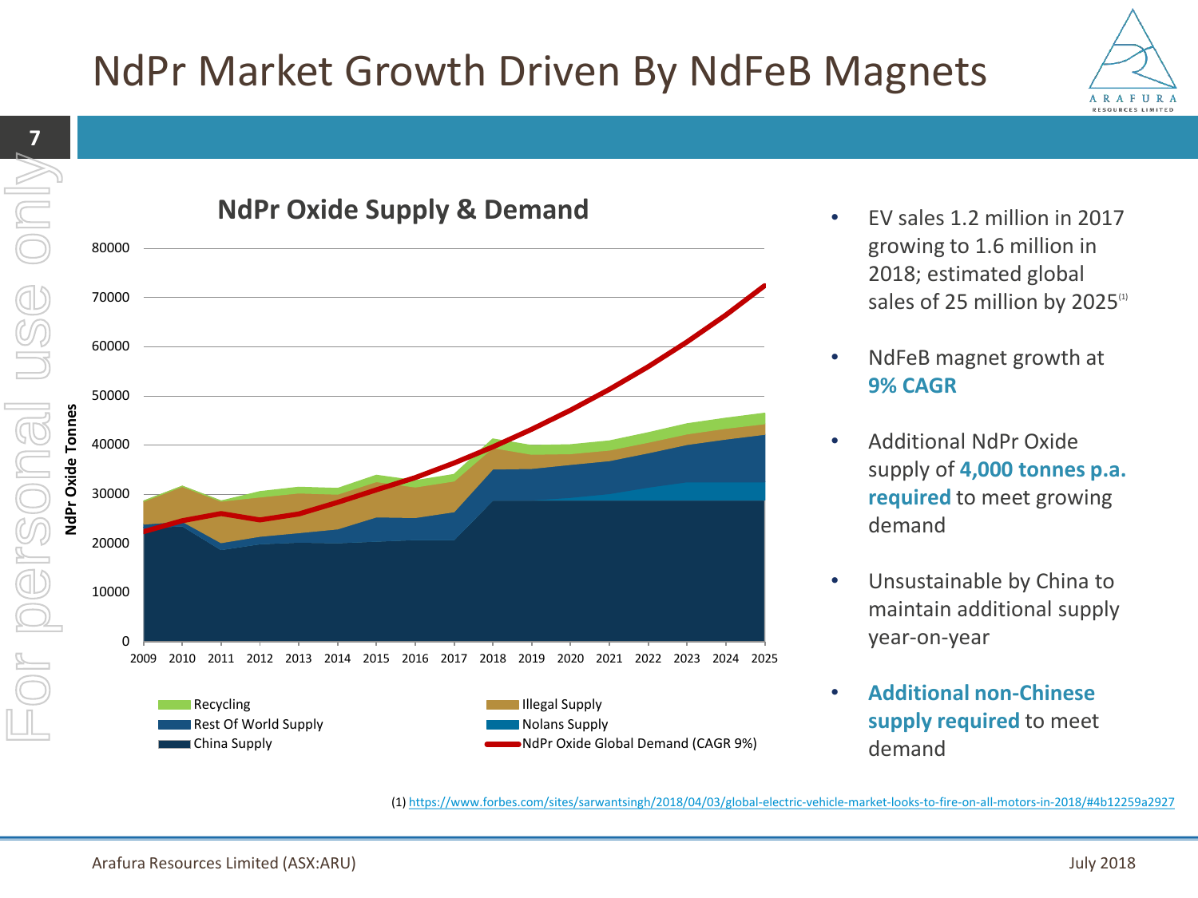# NdPr Market Growth Driven By NdFeB Magnets

## NdPr Oxide Supply & Demand

- Recycling
- Rest Of World Supply
- China Supply
- Illegal Supply
- Nolans Supply
- NdPr Oxide Global Demand (CAGR 9%)

NdPr Oxide Tonnes

- EV sales 1.2 million in 2017 growing to 1.6 million in 2018; estimated global sales of 25 million by 2025[1]
- NdFeB magnet growth at **9% CAGR**
- Additional NdPr Oxide supply of **4,000 tonnes p.a. required** to meet growing demand
- Unsustainable by China to maintain additional supply year-on-year
- **Additional non-Chinese supply required** to meet demand

(1) https://www.forbes.com/sites/sarwantsingh/2018/04/03/global-electric-vehicle-market-looks-to-fire-on-all-motors-in-2018/#4b12259a2927

Arafura Resources Limited (ASX:ARU) July 2018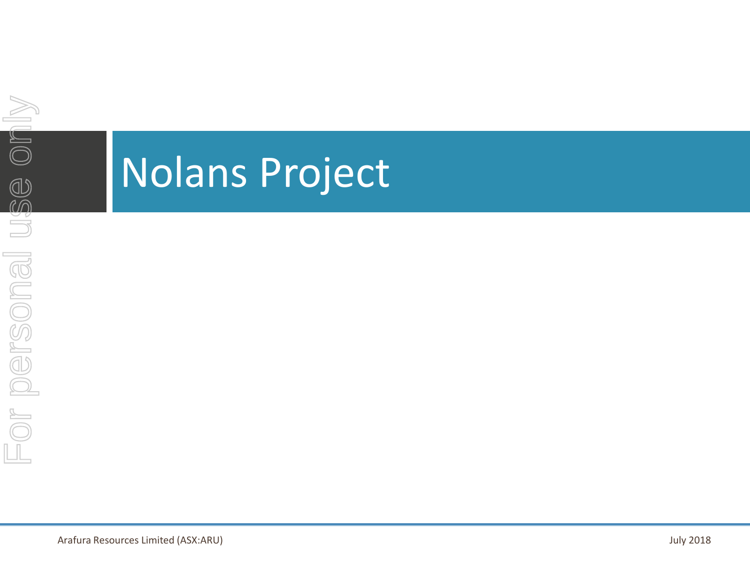# Nolans Project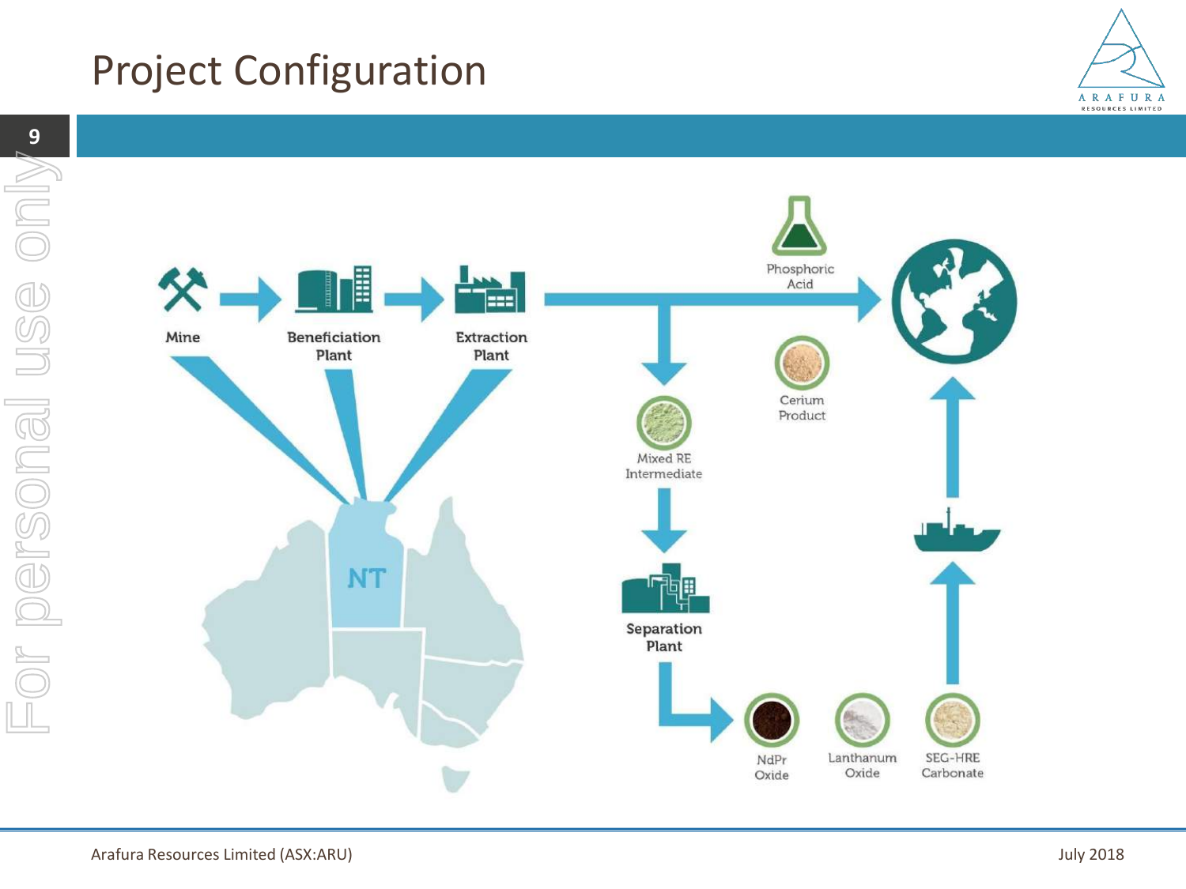# Project Configuration

Mine

Beneficiation Plant

Extraction Plant

NT

Phosphoric Acid

Cerium Product

Mixed RE Intermediate

Separation Plant

NdPr Oxide

Lanthanum Oxide

SEG-HRE Carbonate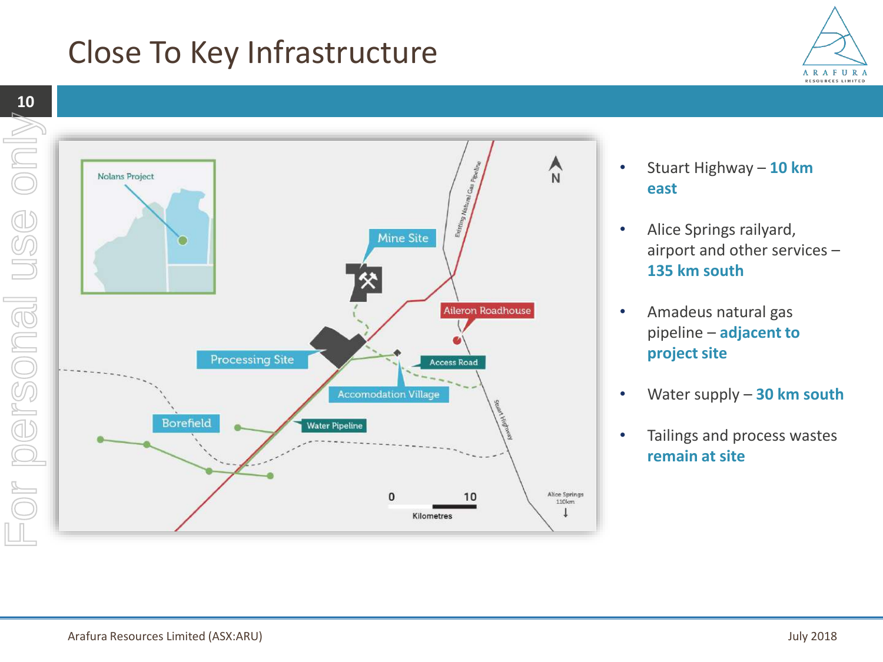# Close To Key Infrastructure

Nolans Project

Mine Site

Aileron Roadhouse

Processing Site

Access Road

Accomodation Village

Borefield

Water Pipeline

Existing Natural Gas Pipeline

Stuart Highway

Alice Springs 110km

0 10 Kilometres

N

- Stuart Highway – **10 km east**
- Alice Springs railyard, airport and other services – **135 km south**
- Amadeus natural gas pipeline – **adjacent to project site**
- Water supply – **30 km south**
- Tailings and process wastes **remain at site**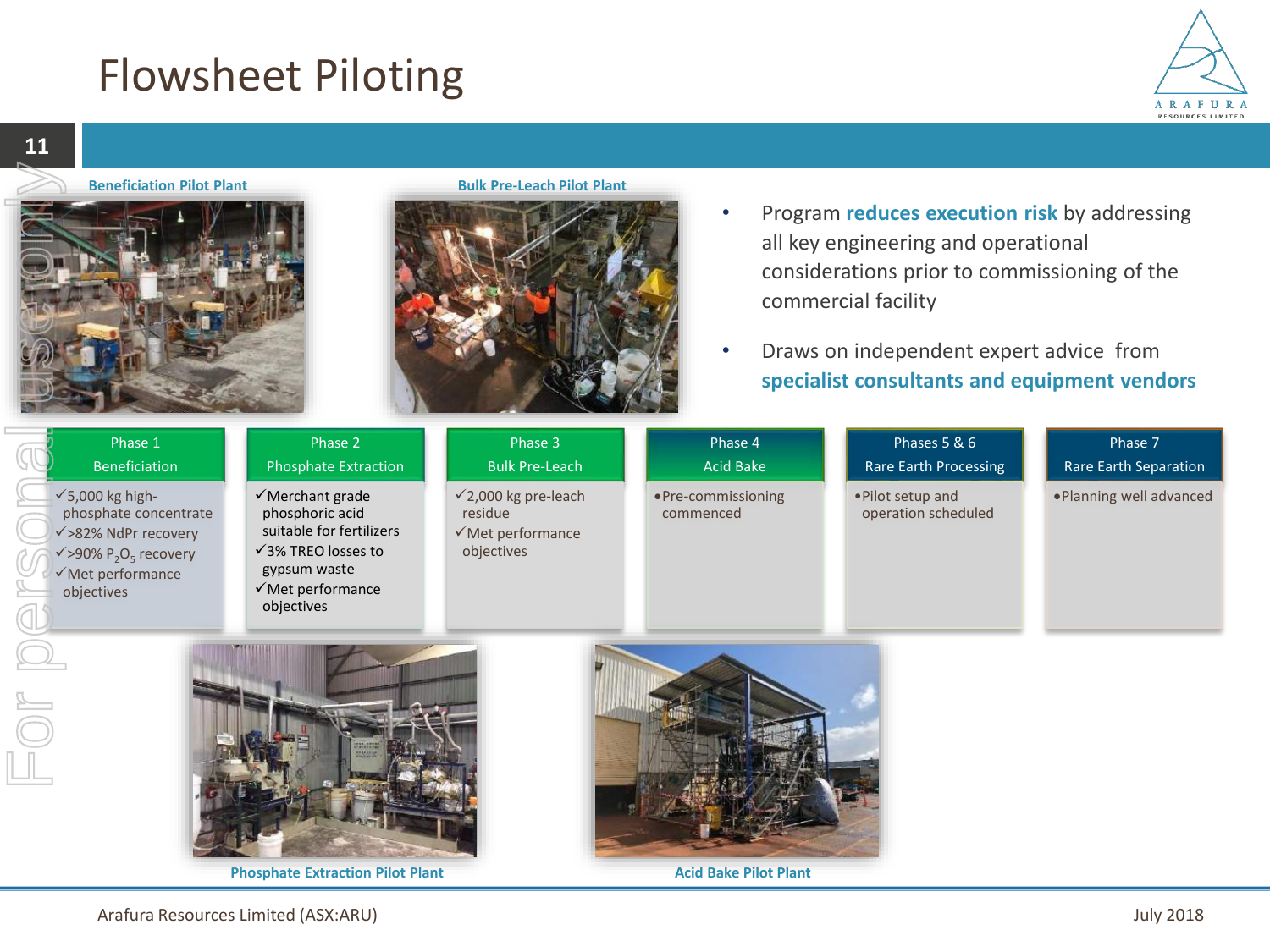# Flowsheet Piloting

Beneficiation Pilot Plant

Bulk Pre-Leach Pilot Plant

- Program **reduces execution risk** by addressing all key engineering and operational considerations prior to commissioning of the commercial facility
- Draws on independent expert advice from **specialist consultants and equipment vendors**

| Phase 1 Beneficiation | Phase 2 Phosphate Extraction | Phase 3 Bulk Pre-Leach | Phase 4 Acid Bake | Phases 5 & 6 Rare Earth Processing | Phase 7 Rare Earth Separation |
|---|---|---|---|---|---|
| ✓5,000 kg high-phosphate concentrate<br>✓>82% NdPr recovery<br>✓>90% $P_2O_5$ recovery<br>✓Met performance objectives | ✓Merchant grade phosphoric acid suitable for fertilizers<br>✓3% TREO losses to gypsum waste<br>✓Met performance objectives | ✓2,000 kg pre-leach residue<br>✓Met performance objectives | •Pre-commissioning commenced | •Pilot setup and operation scheduled | •Planning well advanced |

Phosphate Extraction Pilot Plant

Acid Bake Pilot Plant

Arafura Resources Limited (ASX:ARU) July 2018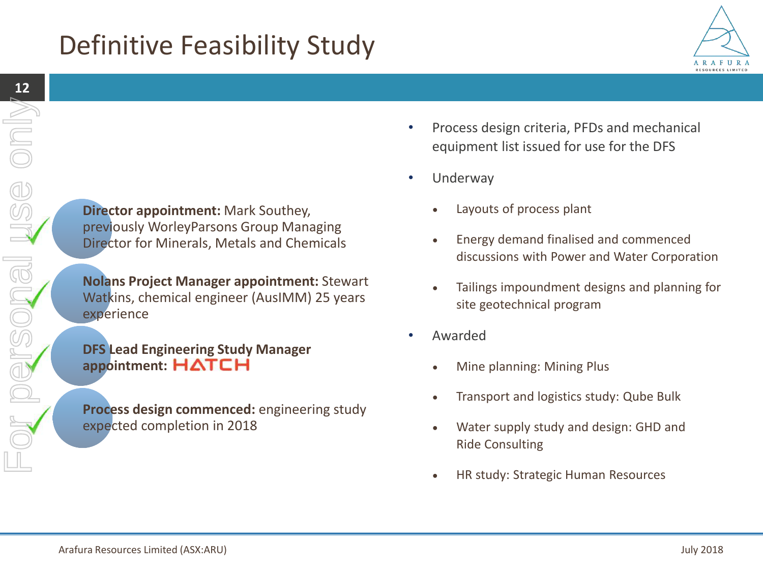# Definitive Feasibility Study

- **Director appointment:** Mark Southey, previously WorleyParsons Group Managing Director for Minerals, Metals and Chemicals
- **Nolans Project Manager appointment:** Stewart Watkins, chemical engineer (AusIMM) 25 years experience
- **DFS Lead Engineering Study Manager appointment:** HATCH
- **Process design commenced:** engineering study expected completion in 2018

- Process design criteria, PFDs and mechanical equipment list issued for use for the DFS
- Underway
  - Layouts of process plant
  - Energy demand finalised and commenced discussions with Power and Water Corporation
  - Tailings impoundment designs and planning for site geotechnical program
- Awarded
  - Mine planning: Mining Plus
  - Transport and logistics study: Qube Bulk
  - Water supply study and design: GHD and Ride Consulting
  - HR study: Strategic Human Resources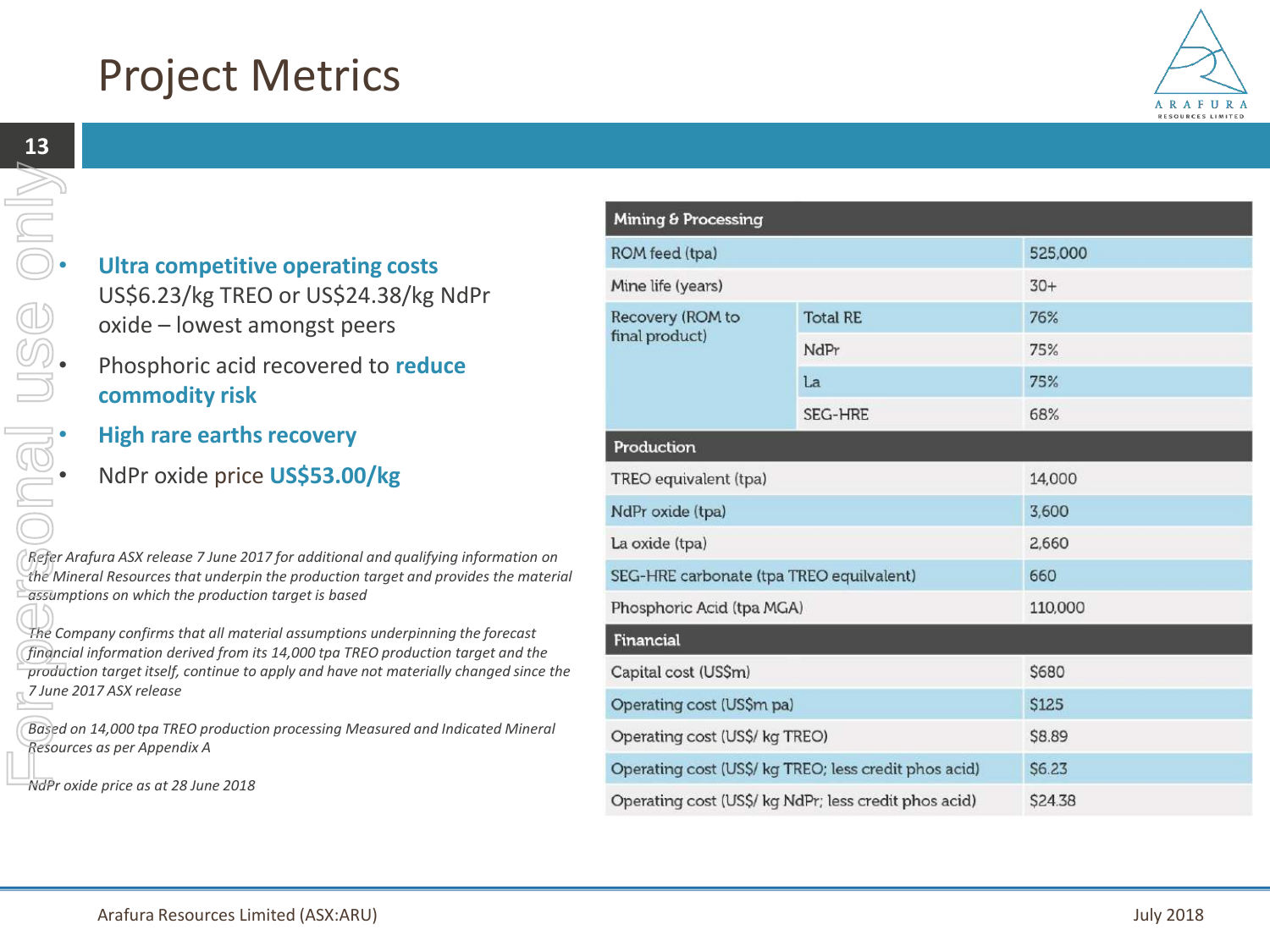# Project Metrics

- **Ultra competitive operating costs** US$6.23/kg TREO or US$24.38/kg NdPr oxide – lowest amongst peers
- Phosphoric acid recovered to **reduce commodity risk**
- **High rare earths recovery**
- NdPr oxide price **US$53.00/kg**

*Refer Arafura ASX release 7 June 2017 for additional and qualifying information on the Mineral Resources that underpin the production target and provides the material assumptions on which the production target is based*

*The Company confirms that all material assumptions underpinning the forecast financial information derived from its 14,000 tpa TREO production target and the production target itself, continue to apply and have not materially changed since the 7 June 2017 ASX release*

*Based on 14,000 tpa TREO production processing Measured and Indicated Mineral Resources as per Appendix A*

*NdPr oxide price as at 28 June 2018*

| Mining & Processing | | |
|---|---|---|
| ROM feed (tpa) | | 525,000 |
| Mine life (years) | | 30+ |
| Recovery (ROM to final product) | Total RE | 76% |
| | NdPr | 75% |
| | La | 75% |
| | SEG-HRE | 68% |
| **Production** | | |
| TREO equivalent (tpa) | | 14,000 |
| NdPr oxide (tpa) | | 3,600 |
| La oxide (tpa) | | 2,660 |
| SEG-HRE carbonate (tpa TREO equivalent) | | 660 |
| Phosphoric Acid (tpa MGA) | | 110,000 |
| **Financial** | | |
| Capital cost (US$m) | | $680 |
| Operating cost (US$m pa) | | $125 |
| Operating cost (US$/ kg TREO) | | $8.89 |
| Operating cost (US$/ kg TREO; less credit phos acid) | | $6.23 |
| Operating cost (US$/ kg NdPr; less credit phos acid) | | $24.38 |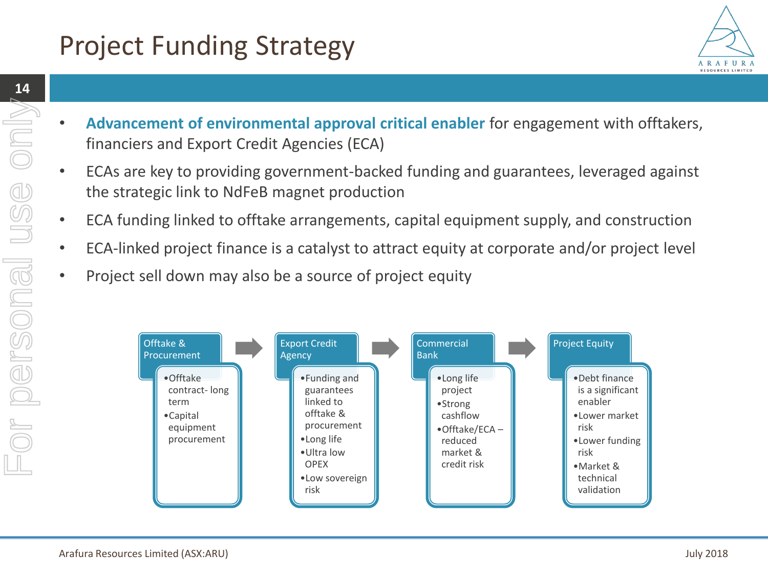# Project Funding Strategy

- **Advancement of environmental approval critical enabler** for engagement with offtakers, financiers and Export Credit Agencies (ECA)
- ECAs are key to providing government-backed funding and guarantees, leveraged against the strategic link to NdFeB magnet production
- ECA funding linked to offtake arrangements, capital equipment supply, and construction
- ECA-linked project finance is a catalyst to attract equity at corporate and/or project level
- Project sell down may also be a source of project equity

**Offtake & Procurement**
- Offtake contract- long term
- Capital equipment procurement

**Export Credit Agency**
- Funding and guarantees linked to offtake & procurement
- Long life
- Ultra low OPEX
- Low sovereign risk

**Commercial Bank**
- Long life project
- Strong cashflow
- Offtake/ECA – reduced market & credit risk

**Project Equity**
- Debt finance is a significant enabler
- Lower market risk
- Lower funding risk
- Market & technical validation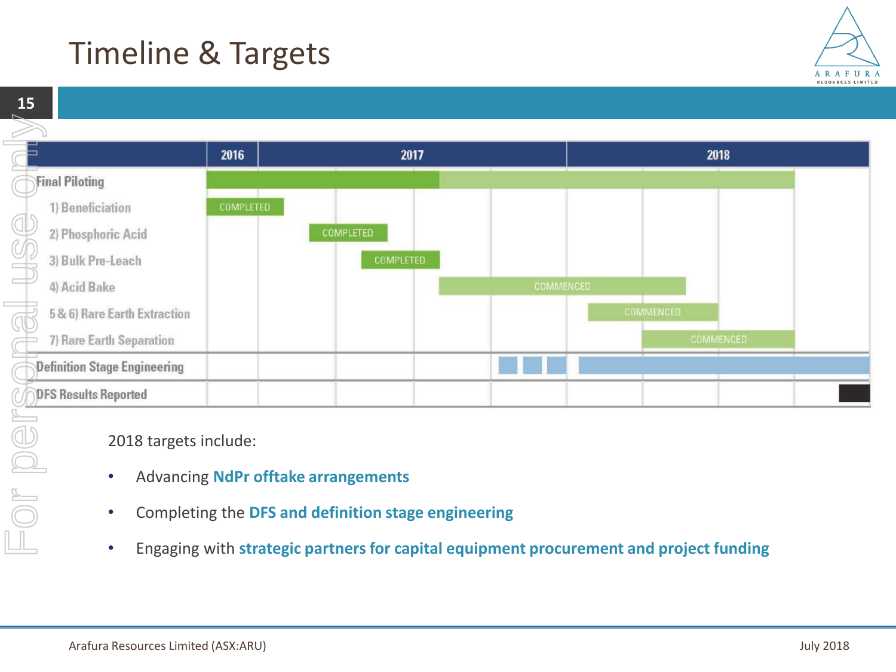# Timeline & Targets

| | 2016 | 2017 | 2018 |
|---|---|---|---|
| Final Piloting | | | |
| 1) Beneficiation | COMPLETED | | |
| 2) Phosphoric Acid | | COMPLETED | |
| 3) Bulk Pre-Leach | | COMPLETED | |
| 4) Acid Bake | | COMMENCED | COMMENCED |
| 5 & 6) Rare Earth Extraction | | | COMMENCED |
| 7) Rare Earth Separation | | | COMMENCED |
| Definition Stage Engineering | | | |
| DFS Results Reported | | | |

2018 targets include:

- Advancing **NdPr offtake arrangements**
- Completing the **DFS and definition stage engineering**
- Engaging with **strategic partners for capital equipment procurement and project funding**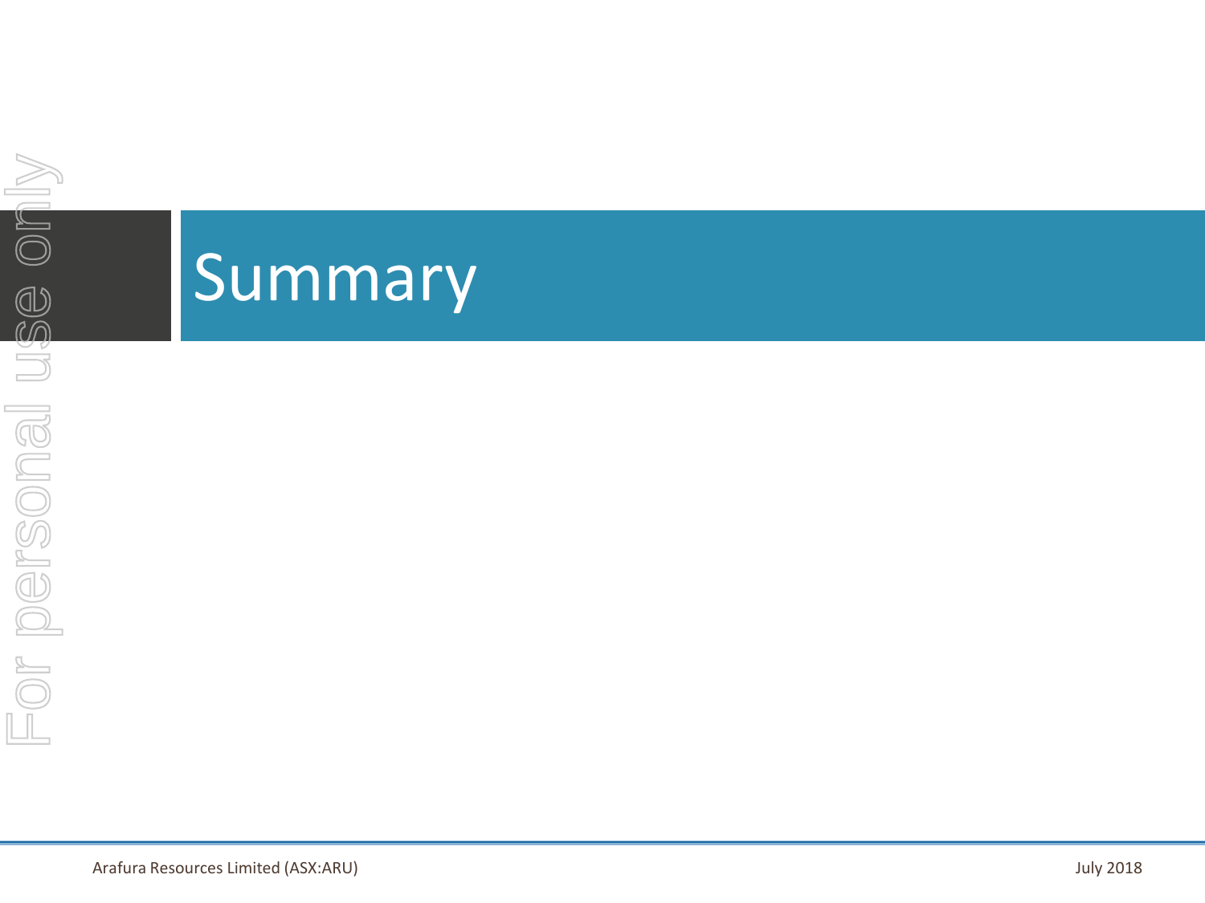# Summary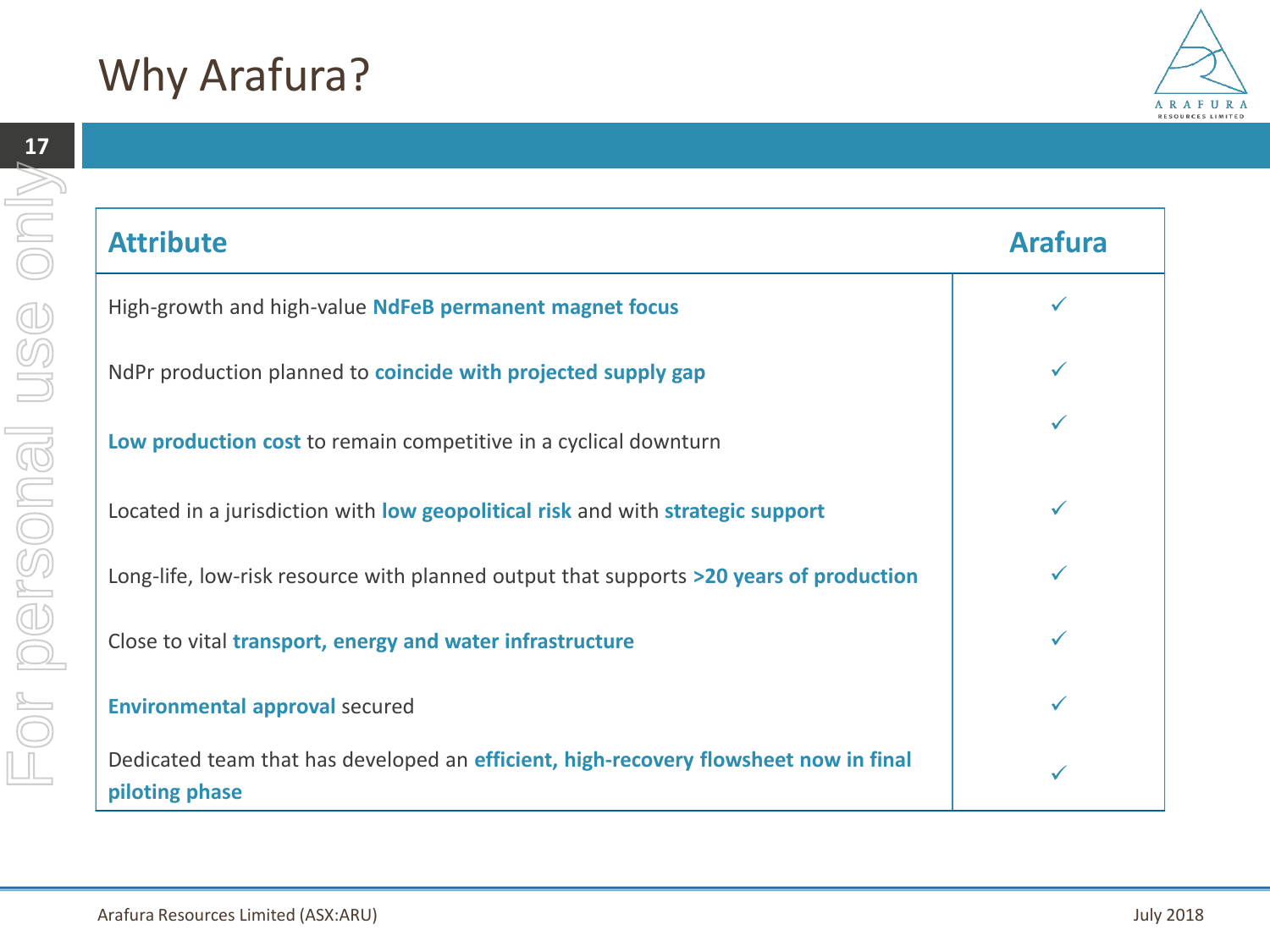# Why Arafura?

| Attribute | Arafura |
|---|---|
| High-growth and high-value **NdFeB permanent magnet focus** | ✓ |
| NdPr production planned to **coincide with projected supply gap** | ✓ |
| **Low production cost** to remain competitive in a cyclical downturn | ✓ |
| Located in a jurisdiction with **low geopolitical risk** and with **strategic support** | ✓ |
| Long-life, low-risk resource with planned output that supports **>20 years of production** | ✓ |
| Close to vital **transport, energy and water infrastructure** | ✓ |
| **Environmental approval** secured | ✓ |
| Dedicated team that has developed an **efficient, high-recovery flowsheet now in final piloting phase** | ✓ |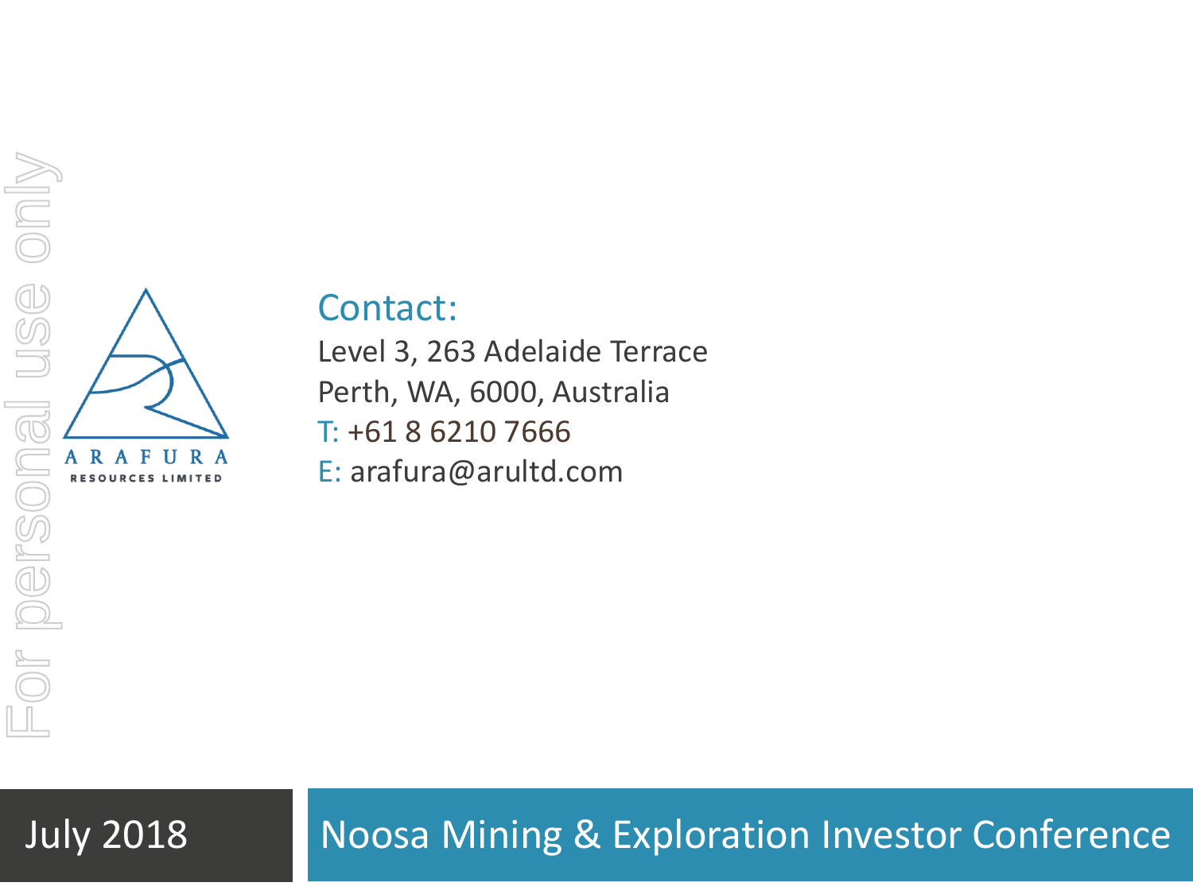ARAFURA
RESOURCES LIMITED

## Contact:

Level 3, 263 Adelaide Terrace
Perth, WA, 6000, Australia
T: +61 8 6210 7666
E: arafura@arultd.com

July 2018

Noosa Mining & Exploration Investor Conference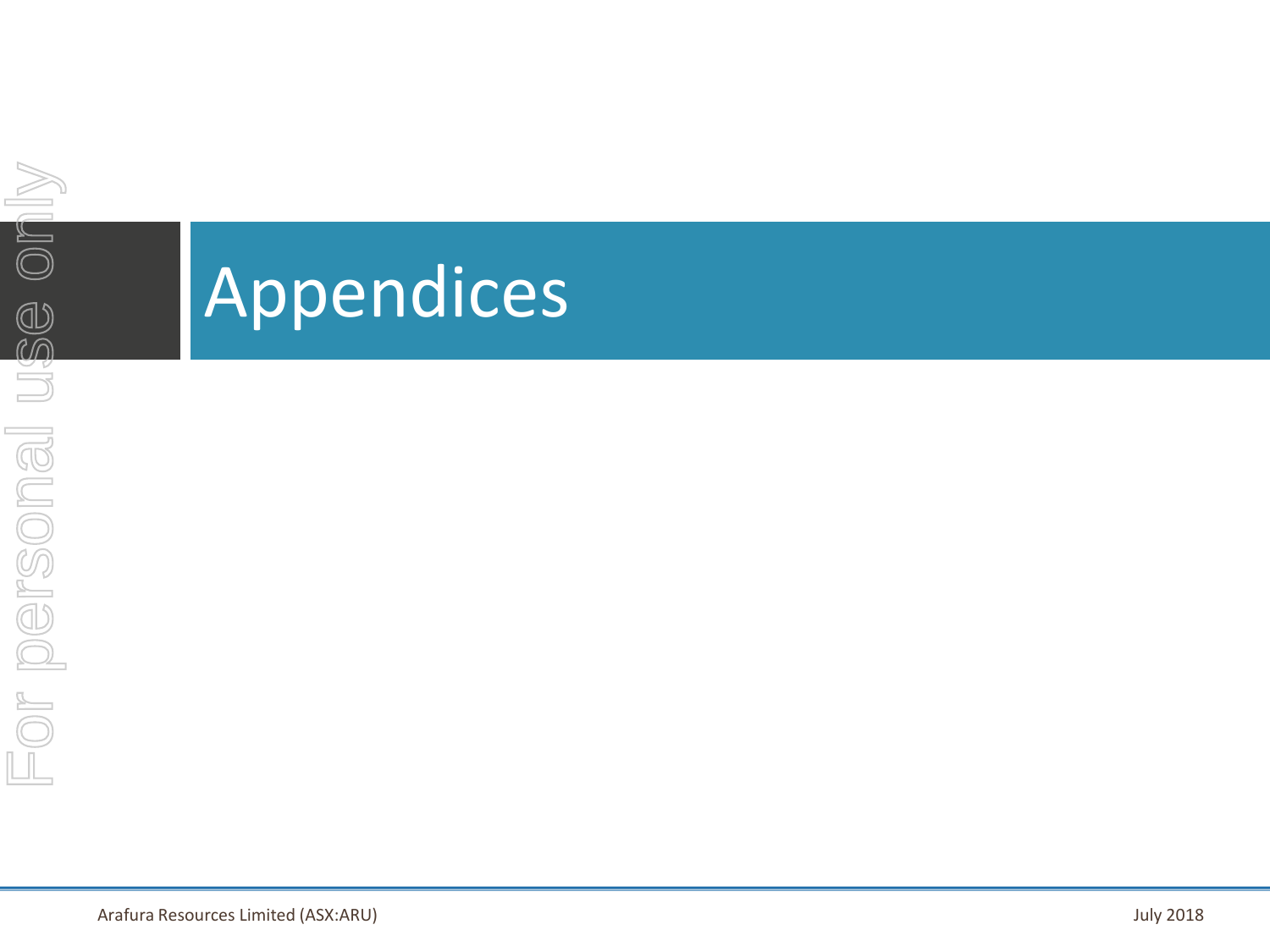# Appendices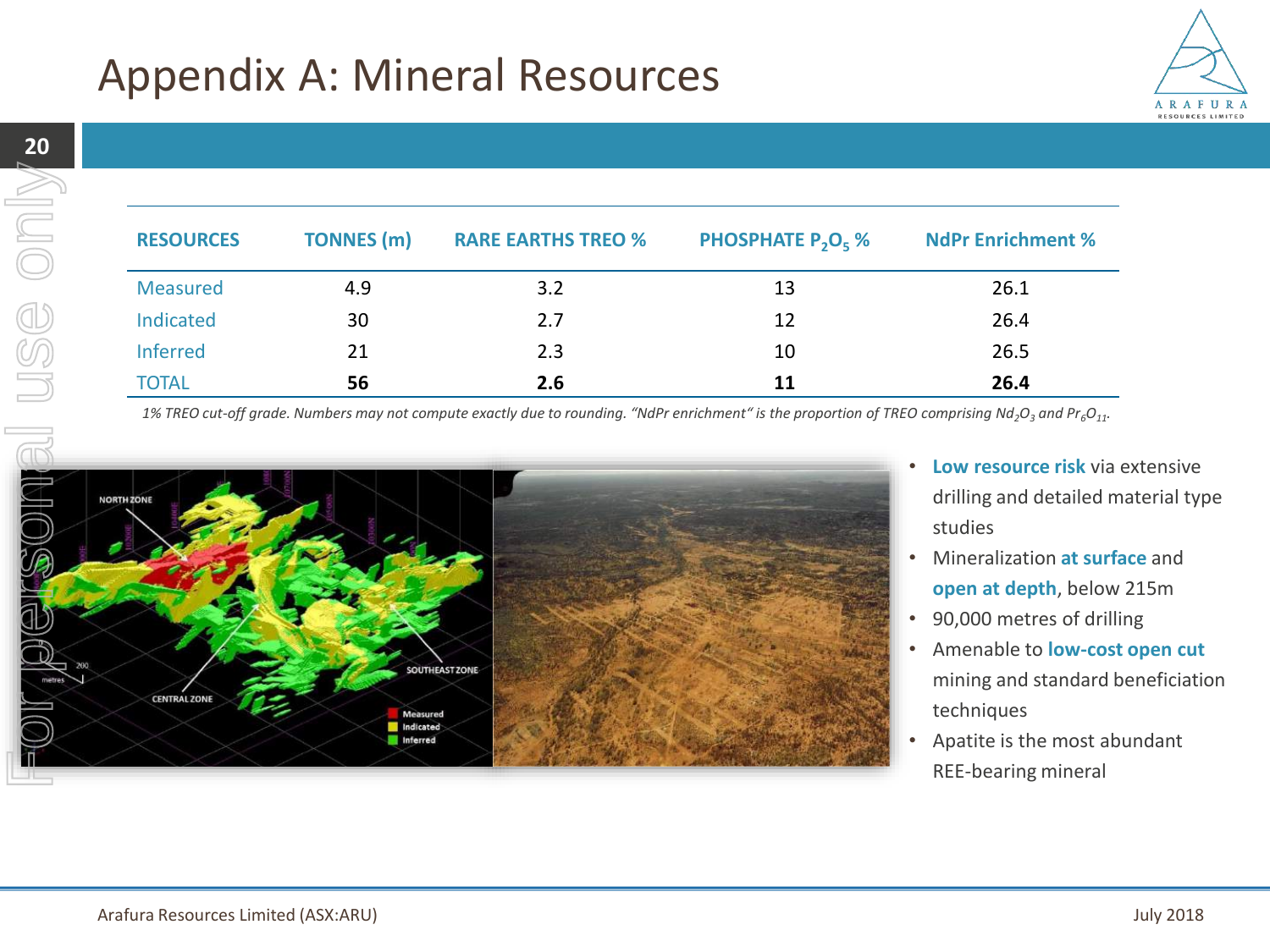# Appendix A: Mineral Resources

| RESOURCES | TONNES (m) | RARE EARTHS TREO % | PHOSPHATE $P_2O_5$ % | NdPr Enrichment % |
|---|---|---|---|---|
| Measured | 4.9 | 3.2 | 13 | 26.1 |
| Indicated | 30 | 2.7 | 12 | 26.4 |
| Inferred | 21 | 2.3 | 10 | 26.5 |
| TOTAL | **56** | **2.6** | **11** | **26.4** |

*1% TREO cut-off grade. Numbers may not compute exactly due to rounding. "NdPr enrichment" is the proportion of TREO comprising $Nd_2O_3$ and $Pr_6O_{11}$.*

- **Low resource risk** via extensive drilling and detailed material type studies
- Mineralization **at surface** and **open at depth**, below 215m
- 90,000 metres of drilling
- Amenable to **low-cost open cut** mining and standard beneficiation techniques
- Apatite is the most abundant REE-bearing mineral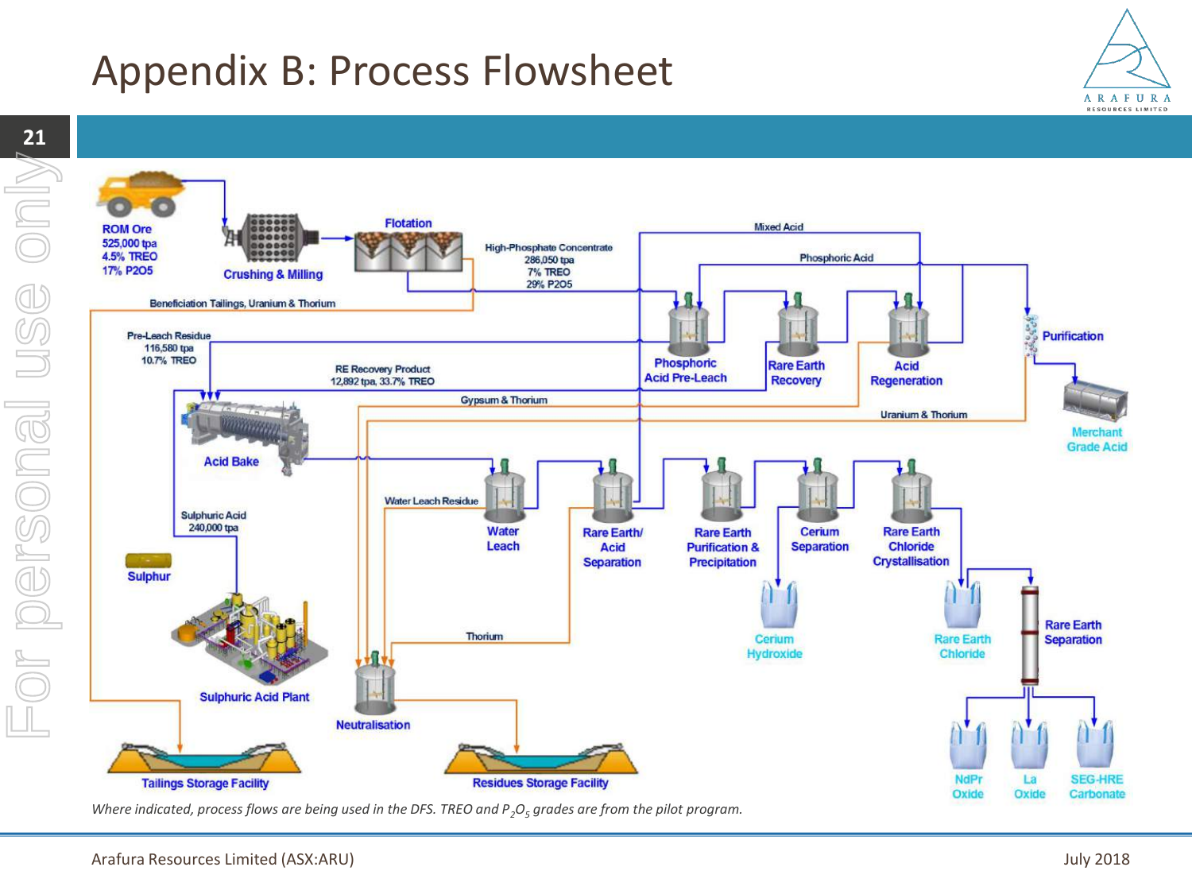# Appendix B: Process Flowsheet

**ROM Ore**
525,000 tpa
4.5% TREO
17% P2O5

**Crushing & Milling**

**Flotation**

High-Phosphate Concentrate
286,050 tpa
7% TREO
29% P2O5

Beneficiation Tailings, Uranium & Thorium

Mixed Acid

Phosphoric Acid

**Phosphoric Acid Pre-Leach**

**Rare Earth Recovery**

**Acid Regeneration**

**Purification**

**Merchant Grade Acid**

Pre-Leach Residue
116,580 tpa
10.7% TREO

RE Recovery Product
12,892 tpa, 33.7% TREO

Gypsum & Thorium

Uranium & Thorium

**Acid Bake**

Water Leach Residue

**Water Leach**

**Rare Earth/ Acid Separation**

**Rare Earth Purification & Precipitation**

**Cerium Separation**

**Rare Earth Chloride Crystallisation**

Sulphuric Acid
240,000 tpa

**Sulphur**

**Sulphuric Acid Plant**

Thorium

**Neutralisation**

**Cerium Hydroxide**

**Rare Earth Chloride**

**Rare Earth Separation**

**Tailings Storage Facility**

**Residues Storage Facility**

**NdPr Oxide**

**La Oxide**

**SEG-HRE Carbonate**

*Where indicated, process flows are being used in the DFS. TREO and $P_2O_5$ grades are from the pilot program.*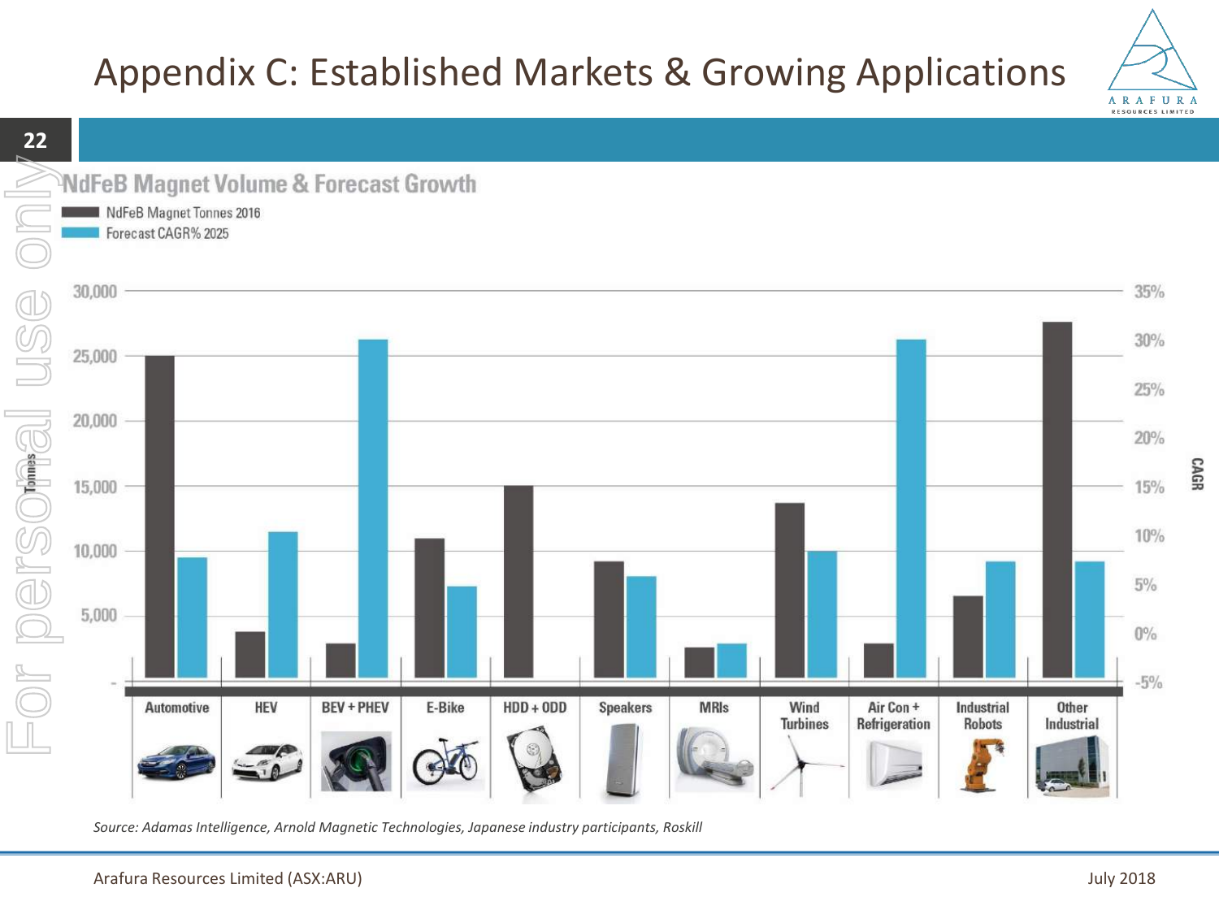# Appendix C: Established Markets & Growing Applications

## NdFeB Magnet Volume & Forecast Growth

- NdFeB Magnet Tonnes 2016
- Forecast CAGR% 2025

Automotive | HEV | BEV + PHEV | E-Bike | HDD + ODD | Speakers | MRIs | Wind Turbines | Air Con + Refrigeration | Industrial Robots | Other Industrial

*Source: Adamas Intelligence, Arnold Magnetic Technologies, Japanese industry participants, Roskill*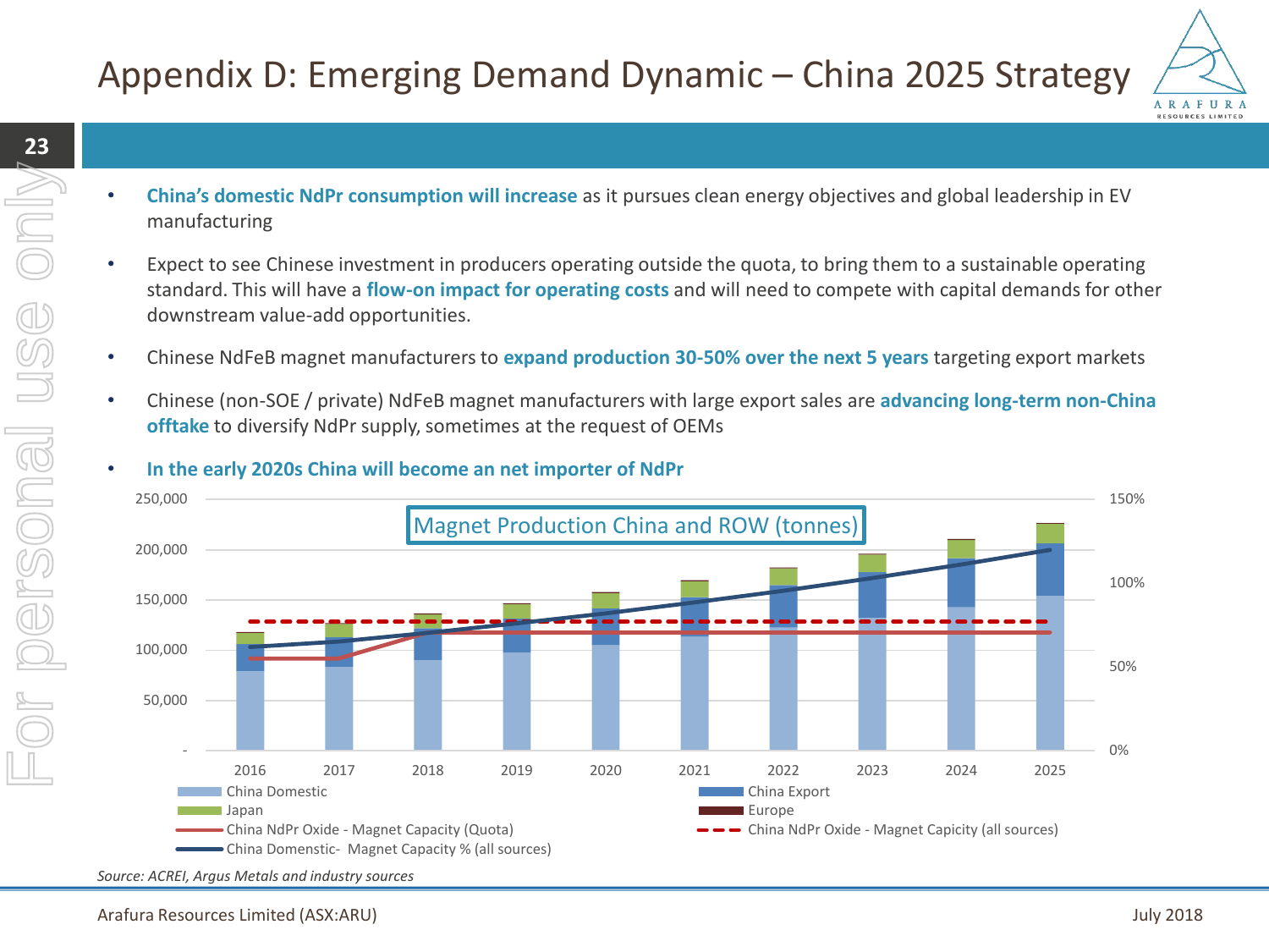# Appendix D: Emerging Demand Dynamic – China 2025 Strategy

- **China's domestic NdPr consumption will increase** as it pursues clean energy objectives and global leadership in EV manufacturing
- Expect to see Chinese investment in producers operating outside the quota, to bring them to a sustainable operating standard. This will have a **flow-on impact for operating costs** and will need to compete with capital demands for other downstream value-add opportunities.
- Chinese NdFeB magnet manufacturers to **expand production 30-50% over the next 5 years** targeting export markets
- Chinese (non-SOE / private) NdFeB magnet manufacturers with large export sales are **advancing long-term non-China offtake** to diversify NdPr supply, sometimes at the request of OEMs
- **In the early 2020s China will become an net importer of NdPr**

Magnet Production China and ROW (tonnes)

Legend: China Domestic; China Export; Japan; Europe; China NdPr Oxide - Magnet Capacity (Quota); China NdPr Oxide - Magnet Capicity (all sources); China Domenstic- Magnet Capacity % (all sources)

*Source: ACREI, Argus Metals and industry sources*

Arafura Resources Limited (ASX:ARU)

July 2018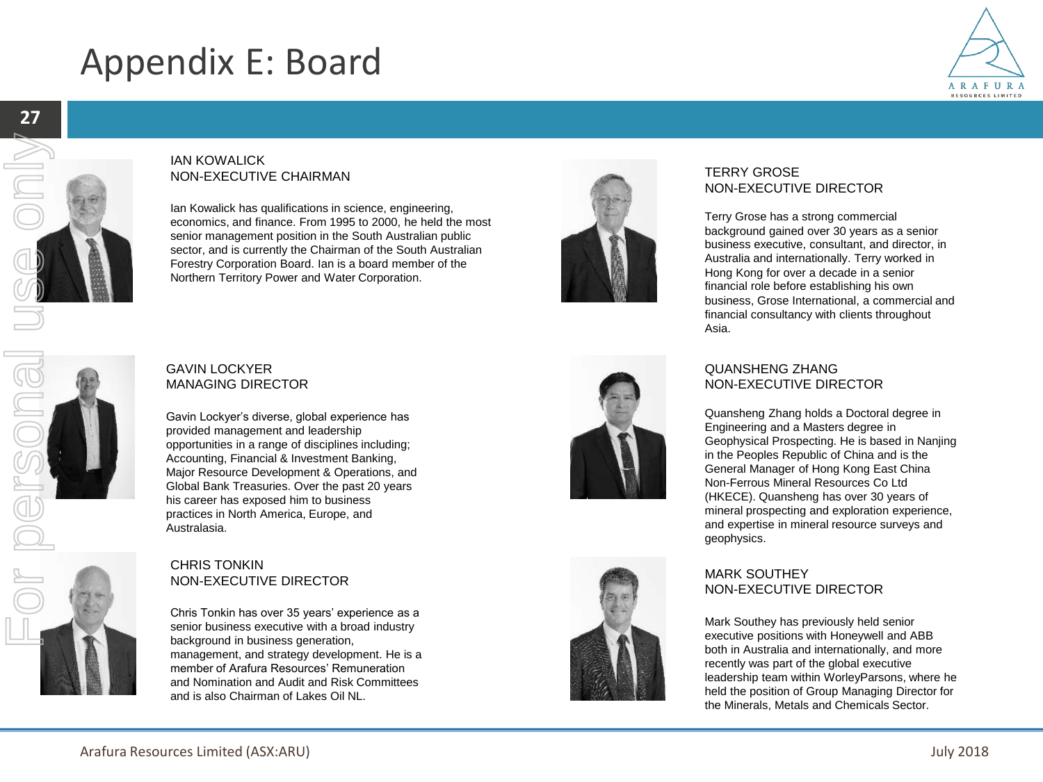# Appendix E: Board

**IAN KOWALICK**
**NON-EXECUTIVE CHAIRMAN**

Ian Kowalick has qualifications in science, engineering, economics, and finance. From 1995 to 2000, he held the most senior management position in the South Australian public sector, and is currently the Chairman of the South Australian Forestry Corporation Board. Ian is a board member of the Northern Territory Power and Water Corporation.

**GAVIN LOCKYER**
**MANAGING DIRECTOR**

Gavin Lockyer's diverse, global experience has provided management and leadership opportunities in a range of disciplines including; Accounting, Financial & Investment Banking, Major Resource Development & Operations, and Global Bank Treasuries. Over the past 20 years his career has exposed him to business practices in North America, Europe, and Australasia.

**CHRIS TONKIN**
**NON-EXECUTIVE DIRECTOR**

Chris Tonkin has over 35 years' experience as a senior business executive with a broad industry background in business generation, management, and strategy development. He is a member of Arafura Resources' Remuneration and Nomination and Audit and Risk Committees and is also Chairman of Lakes Oil NL.

**TERRY GROSE**
**NON-EXECUTIVE DIRECTOR**

Terry Grose has a strong commercial background gained over 30 years as a senior business executive, consultant, and director, in Australia and internationally. Terry worked in Hong Kong for over a decade in a senior financial role before establishing his own business, Grose International, a commercial and financial consultancy with clients throughout Asia.

**QUANSHENG ZHANG**
**NON-EXECUTIVE DIRECTOR**

Quansheng Zhang holds a Doctoral degree in Engineering and a Masters degree in Geophysical Prospecting. He is based in Nanjing in the Peoples Republic of China and is the General Manager of Hong Kong East China Non-Ferrous Mineral Resources Co Ltd (HKECE). Quansheng has over 30 years of mineral prospecting and exploration experience, and expertise in mineral resource surveys and geophysics.

**MARK SOUTHEY**
**NON-EXECUTIVE DIRECTOR**

Mark Southey has previously held senior executive positions with Honeywell and ABB both in Australia and internationally, and more recently was part of the global executive leadership team within WorleyParsons, where he held the position of Group Managing Director for the Minerals, Metals and Chemicals Sector.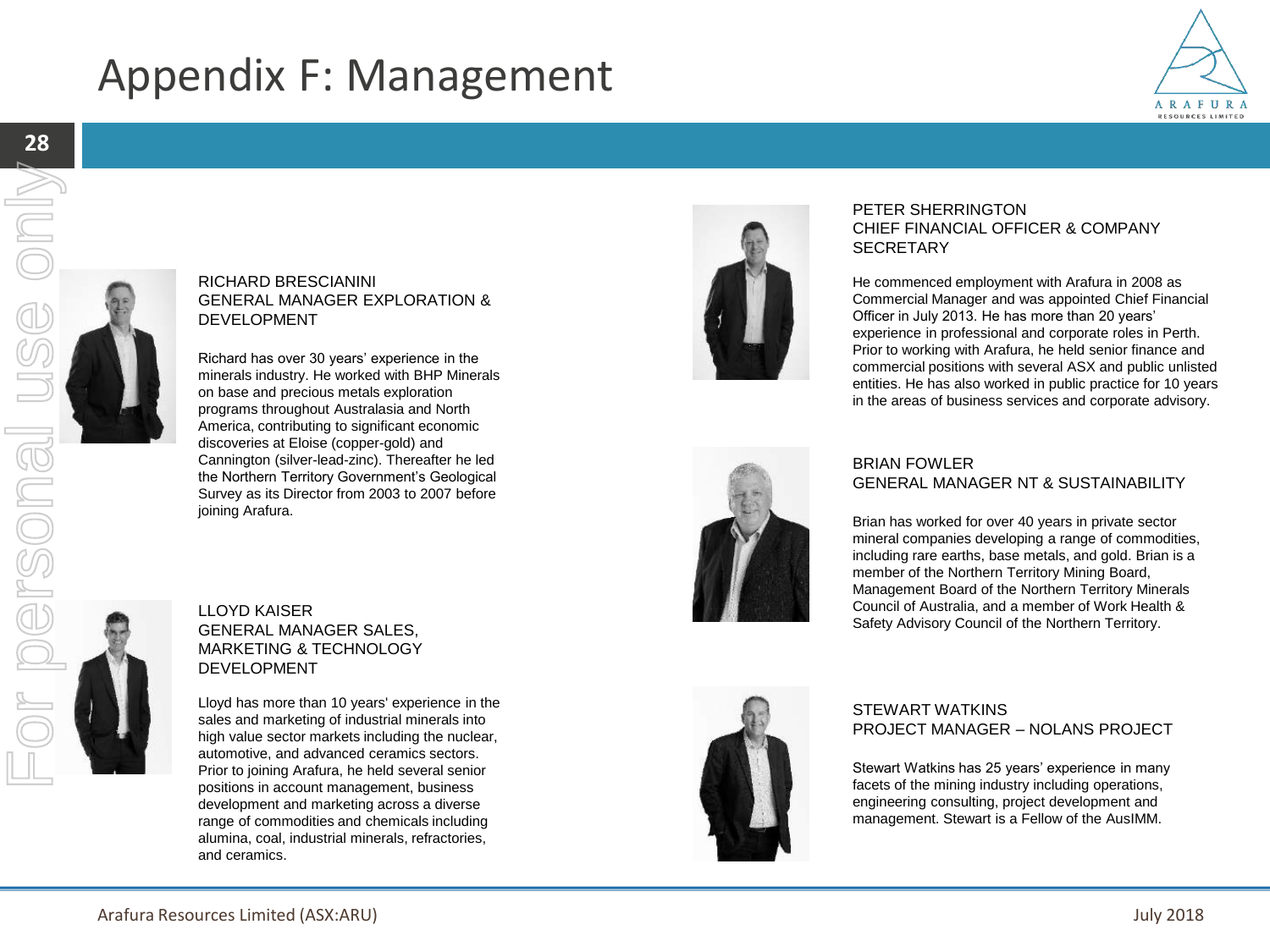# Appendix F: Management

### RICHARD BRESCIANINI
### GENERAL MANAGER EXPLORATION & DEVELOPMENT

Richard has over 30 years' experience in the minerals industry. He worked with BHP Minerals on base and precious metals exploration programs throughout Australasia and North America, contributing to significant economic discoveries at Eloise (copper-gold) and Cannington (silver-lead-zinc). Thereafter he led the Northern Territory Government's Geological Survey as its Director from 2003 to 2007 before joining Arafura.

### LLOYD KAISER
### GENERAL MANAGER SALES, MARKETING & TECHNOLOGY DEVELOPMENT

Lloyd has more than 10 years' experience in the sales and marketing of industrial minerals into high value sector markets including the nuclear, automotive, and advanced ceramics sectors. Prior to joining Arafura, he held several senior positions in account management, business development and marketing across a diverse range of commodities and chemicals including alumina, coal, industrial minerals, refractories, and ceramics.

### PETER SHERRINGTON
### CHIEF FINANCIAL OFFICER & COMPANY SECRETARY

He commenced employment with Arafura in 2008 as Commercial Manager and was appointed Chief Financial Officer in July 2013. He has more than 20 years' experience in professional and corporate roles in Perth. Prior to working with Arafura, he held senior finance and commercial positions with several ASX and public unlisted entities. He has also worked in public practice for 10 years in the areas of business services and corporate advisory.

### BRIAN FOWLER
### GENERAL MANAGER NT & SUSTAINABILITY

Brian has worked for over 40 years in private sector mineral companies developing a range of commodities, including rare earths, base metals, and gold. Brian is a member of the Northern Territory Mining Board, Management Board of the Northern Territory Minerals Council of Australia, and a member of Work Health & Safety Advisory Council of the Northern Territory.

### STEWART WATKINS
### PROJECT MANAGER – NOLANS PROJECT

Stewart Watkins has 25 years' experience in many facets of the mining industry including operations, engineering consulting, project development and management. Stewart is a Fellow of the AusIMM.